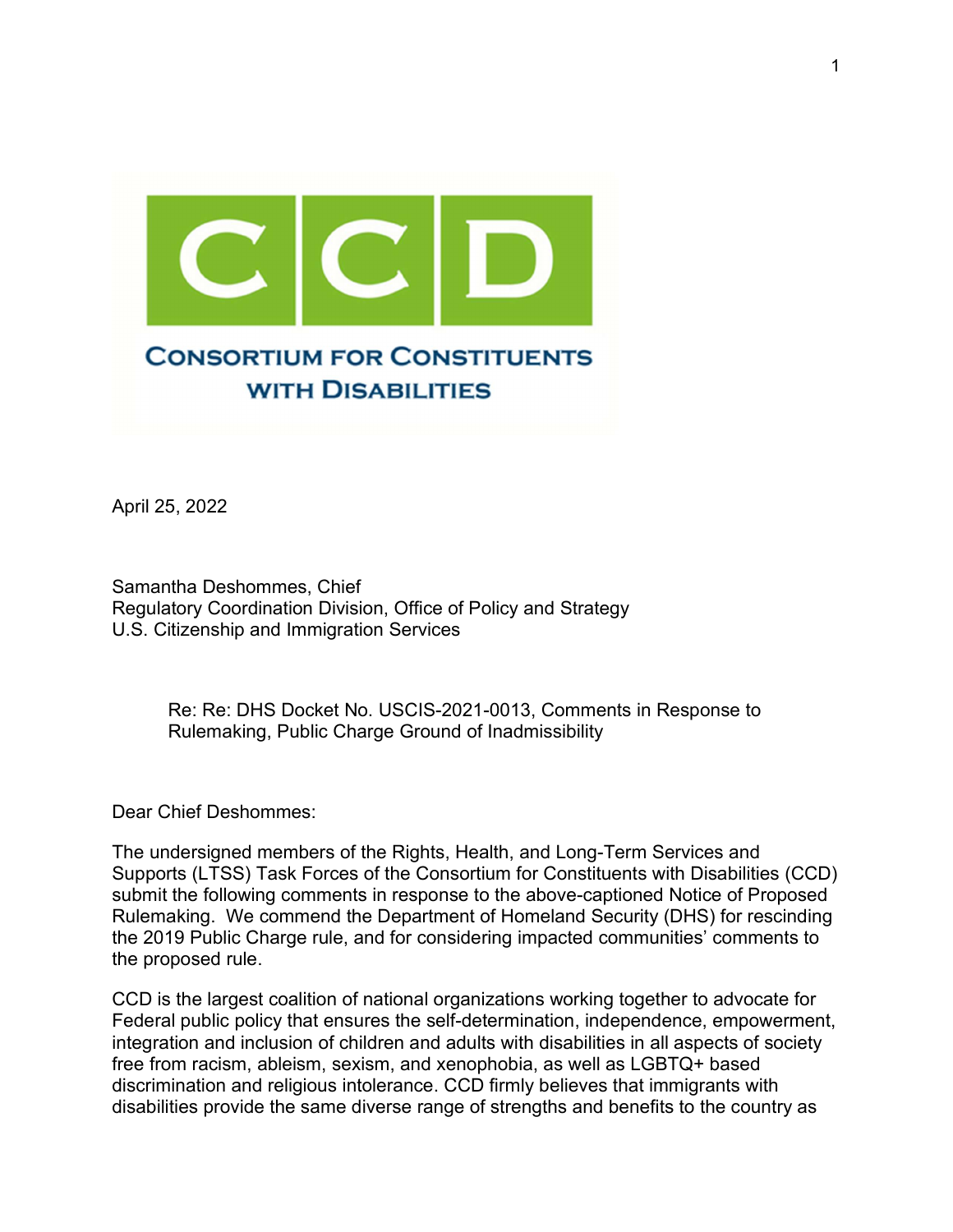CCD

CONSORTIUM FOR CONSTITUENTS WITH DISABILITIES

April 25, 2022

Samantha Deshommes, Chief
Regulatory Coordination Division, Office of Policy and Strategy
U.S. Citizenship and Immigration Services

> Re: Re: DHS Docket No. USCIS-2021-0013, Comments in Response to Rulemaking, Public Charge Ground of Inadmissibility

Dear Chief Deshommes:

The undersigned members of the Rights, Health, and Long-Term Services and Supports (LTSS) Task Forces of the Consortium for Constituents with Disabilities (CCD) submit the following comments in response to the above-captioned Notice of Proposed Rulemaking. We commend the Department of Homeland Security (DHS) for rescinding the 2019 Public Charge rule, and for considering impacted communities' comments to the proposed rule.

CCD is the largest coalition of national organizations working together to advocate for Federal public policy that ensures the self-determination, independence, empowerment, integration and inclusion of children and adults with disabilities in all aspects of society free from racism, ableism, sexism, and xenophobia, as well as LGBTQ+ based discrimination and religious intolerance. CCD firmly believes that immigrants with disabilities provide the same diverse range of strengths and benefits to the country as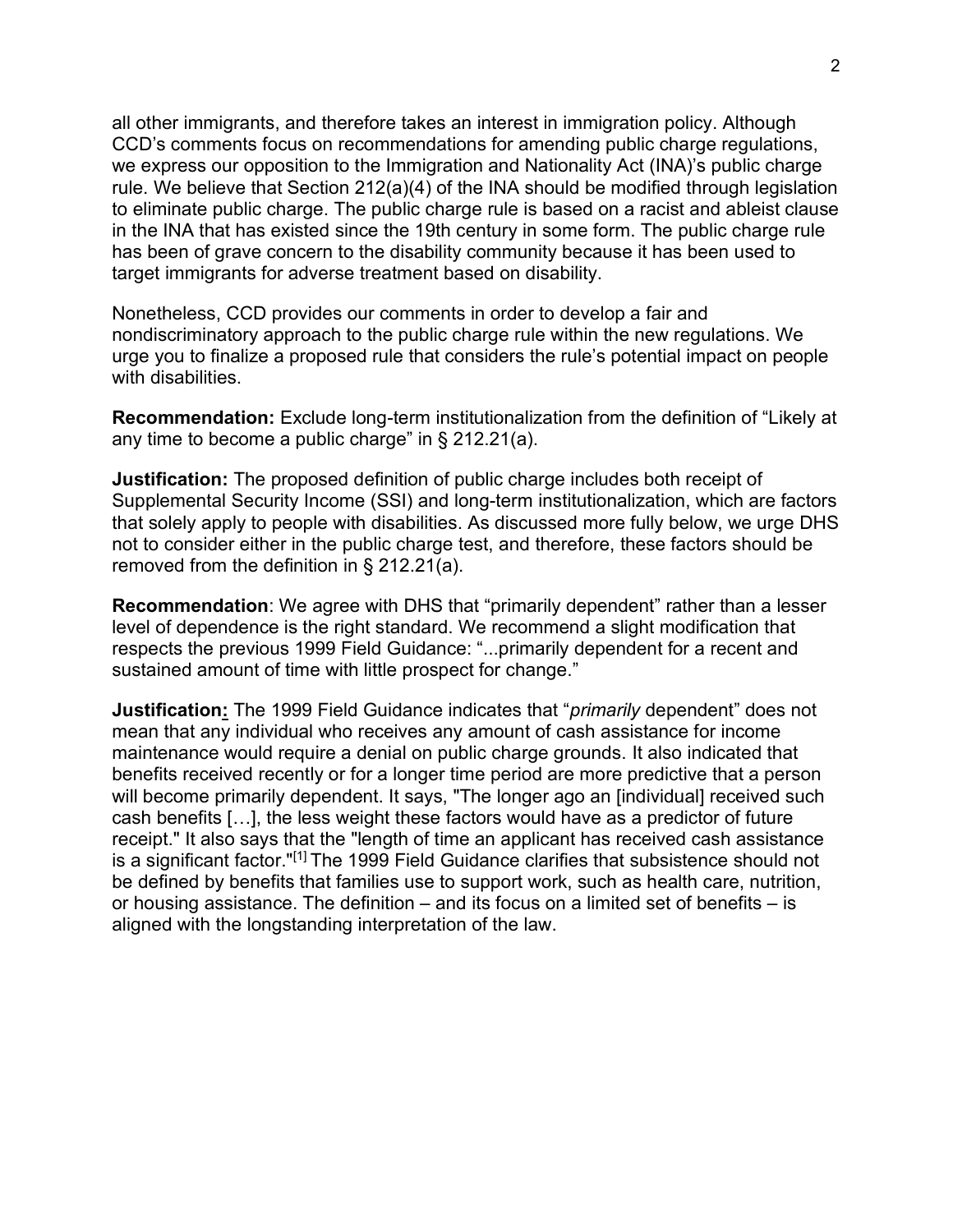all other immigrants, and therefore takes an interest in immigration policy. Although CCD's comments focus on recommendations for amending public charge regulations, we express our opposition to the Immigration and Nationality Act (INA)'s public charge rule. We believe that Section 212(a)(4) of the INA should be modified through legislation to eliminate public charge. The public charge rule is based on a racist and ableist clause in the INA that has existed since the 19th century in some form. The public charge rule has been of grave concern to the disability community because it has been used to target immigrants for adverse treatment based on disability.

Nonetheless, CCD provides our comments in order to develop a fair and nondiscriminatory approach to the public charge rule within the new regulations. We urge you to finalize a proposed rule that considers the rule's potential impact on people with disabilities.

**Recommendation:** Exclude long-term institutionalization from the definition of "Likely at any time to become a public charge" in § 212.21(a).

**Justification:** The proposed definition of public charge includes both receipt of Supplemental Security Income (SSI) and long-term institutionalization, which are factors that solely apply to people with disabilities. As discussed more fully below, we urge DHS not to consider either in the public charge test, and therefore, these factors should be removed from the definition in § 212.21(a).

**Recommendation**: We agree with DHS that "primarily dependent" rather than a lesser level of dependence is the right standard. We recommend a slight modification that respects the previous 1999 Field Guidance: "...primarily dependent for a recent and sustained amount of time with little prospect for change."

**Justification:** The 1999 Field Guidance indicates that "*primarily* dependent" does not mean that any individual who receives any amount of cash assistance for income maintenance would require a denial on public charge grounds. It also indicated that benefits received recently or for a longer time period are more predictive that a person will become primarily dependent. It says, "The longer ago an [individual] received such cash benefits […], the less weight these factors would have as a predictor of future receipt." It also says that the "length of time an applicant has received cash assistance is a significant factor."[1] The 1999 Field Guidance clarifies that subsistence should not be defined by benefits that families use to support work, such as health care, nutrition, or housing assistance. The definition – and its focus on a limited set of benefits – is aligned with the longstanding interpretation of the law.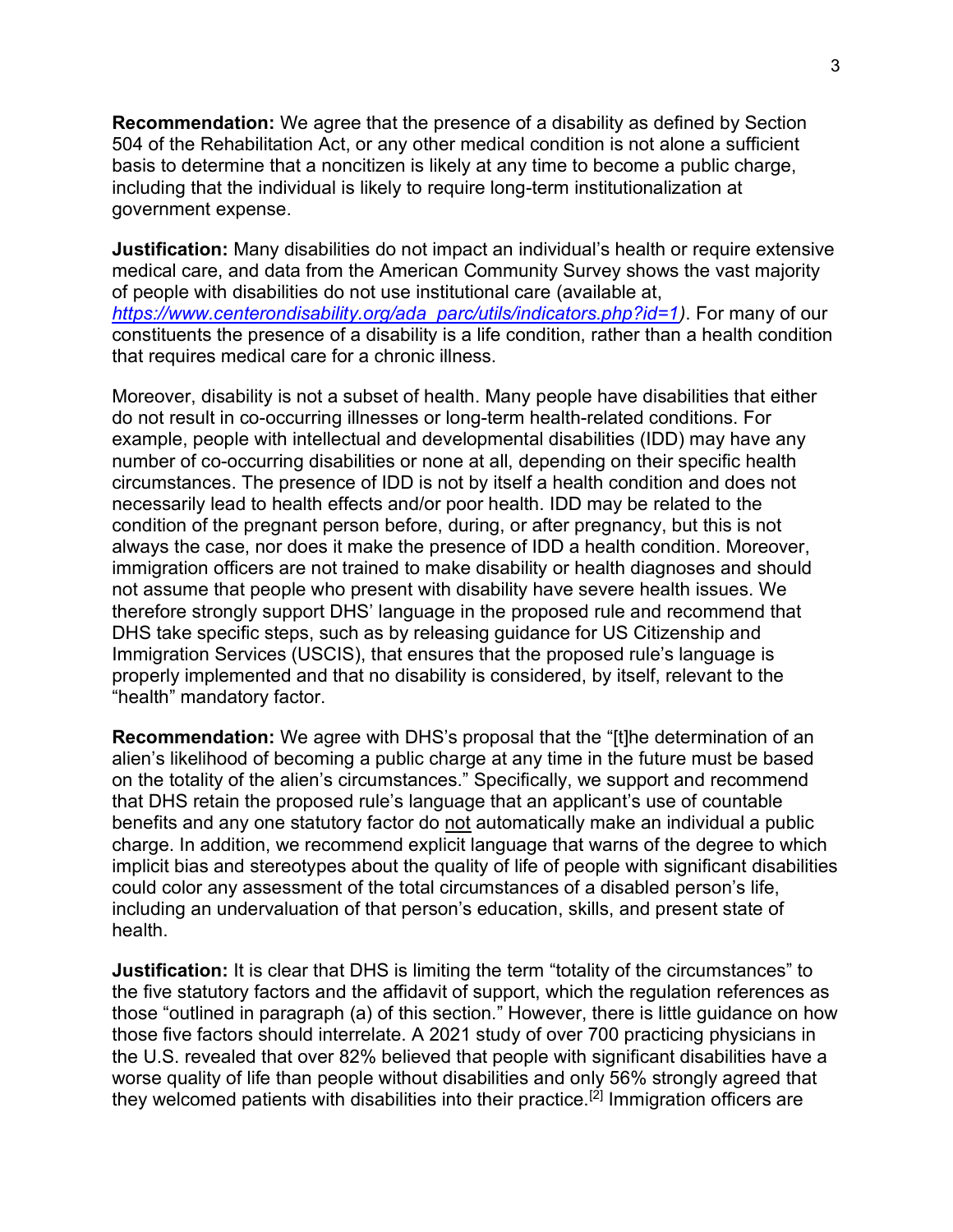**Recommendation:** We agree that the presence of a disability as defined by Section 504 of the Rehabilitation Act, or any other medical condition is not alone a sufficient basis to determine that a noncitizen is likely at any time to become a public charge, including that the individual is likely to require long-term institutionalization at government expense.

**Justification:** Many disabilities do not impact an individual's health or require extensive medical care, and data from the American Community Survey shows the vast majority of people with disabilities do not use institutional care (available at, *https://www.centerondisability.org/ada_parc/utils/indicators.php?id=1)*. For many of our constituents the presence of a disability is a life condition, rather than a health condition that requires medical care for a chronic illness.

Moreover, disability is not a subset of health. Many people have disabilities that either do not result in co-occurring illnesses or long-term health-related conditions. For example, people with intellectual and developmental disabilities (IDD) may have any number of co-occurring disabilities or none at all, depending on their specific health circumstances. The presence of IDD is not by itself a health condition and does not necessarily lead to health effects and/or poor health. IDD may be related to the condition of the pregnant person before, during, or after pregnancy, but this is not always the case, nor does it make the presence of IDD a health condition. Moreover, immigration officers are not trained to make disability or health diagnoses and should not assume that people who present with disability have severe health issues. We therefore strongly support DHS' language in the proposed rule and recommend that DHS take specific steps, such as by releasing guidance for US Citizenship and Immigration Services (USCIS), that ensures that the proposed rule's language is properly implemented and that no disability is considered, by itself, relevant to the "health" mandatory factor.

**Recommendation:** We agree with DHS's proposal that the "[t]he determination of an alien's likelihood of becoming a public charge at any time in the future must be based on the totality of the alien's circumstances." Specifically, we support and recommend that DHS retain the proposed rule's language that an applicant's use of countable benefits and any one statutory factor do <u>not</u> automatically make an individual a public charge. In addition, we recommend explicit language that warns of the degree to which implicit bias and stereotypes about the quality of life of people with significant disabilities could color any assessment of the total circumstances of a disabled person's life, including an undervaluation of that person's education, skills, and present state of health.

**Justification:** It is clear that DHS is limiting the term "totality of the circumstances" to the five statutory factors and the affidavit of support, which the regulation references as those "outlined in paragraph (a) of this section." However, there is little guidance on how those five factors should interrelate. A 2021 study of over 700 practicing physicians in the U.S. revealed that over 82% believed that people with significant disabilities have a worse quality of life than people without disabilities and only 56% strongly agreed that they welcomed patients with disabilities into their practice.[2] Immigration officers are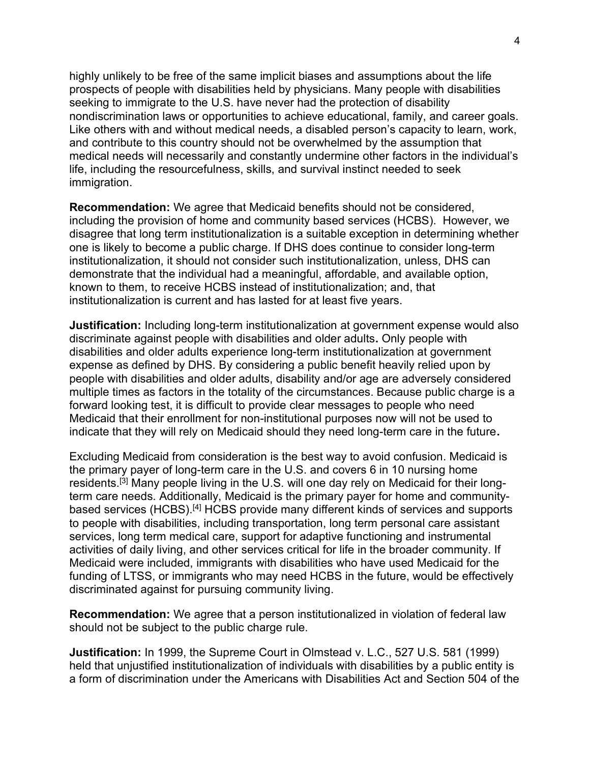highly unlikely to be free of the same implicit biases and assumptions about the life prospects of people with disabilities held by physicians. Many people with disabilities seeking to immigrate to the U.S. have never had the protection of disability nondiscrimination laws or opportunities to achieve educational, family, and career goals. Like others with and without medical needs, a disabled person's capacity to learn, work, and contribute to this country should not be overwhelmed by the assumption that medical needs will necessarily and constantly undermine other factors in the individual's life, including the resourcefulness, skills, and survival instinct needed to seek immigration.

**Recommendation:** We agree that Medicaid benefits should not be considered, including the provision of home and community based services (HCBS). However, we disagree that long term institutionalization is a suitable exception in determining whether one is likely to become a public charge. If DHS does continue to consider long-term institutionalization, it should not consider such institutionalization, unless, DHS can demonstrate that the individual had a meaningful, affordable, and available option, known to them, to receive HCBS instead of institutionalization; and, that institutionalization is current and has lasted for at least five years.

**Justification:** Including long-term institutionalization at government expense would also discriminate against people with disabilities and older adults**.** Only people with disabilities and older adults experience long-term institutionalization at government expense as defined by DHS. By considering a public benefit heavily relied upon by people with disabilities and older adults, disability and/or age are adversely considered multiple times as factors in the totality of the circumstances. Because public charge is a forward looking test, it is difficult to provide clear messages to people who need Medicaid that their enrollment for non-institutional purposes now will not be used to indicate that they will rely on Medicaid should they need long-term care in the future**.**

Excluding Medicaid from consideration is the best way to avoid confusion. Medicaid is the primary payer of long-term care in the U.S. and covers 6 in 10 nursing home residents.[3] Many people living in the U.S. will one day rely on Medicaid for their long-term care needs. Additionally, Medicaid is the primary payer for home and community-based services (HCBS).[4] HCBS provide many different kinds of services and supports to people with disabilities, including transportation, long term personal care assistant services, long term medical care, support for adaptive functioning and instrumental activities of daily living, and other services critical for life in the broader community. If Medicaid were included, immigrants with disabilities who have used Medicaid for the funding of LTSS, or immigrants who may need HCBS in the future, would be effectively discriminated against for pursuing community living.

**Recommendation:** We agree that a person institutionalized in violation of federal law should not be subject to the public charge rule.

**Justification:** In 1999, the Supreme Court in Olmstead v. L.C., 527 U.S. 581 (1999) held that unjustified institutionalization of individuals with disabilities by a public entity is a form of discrimination under the Americans with Disabilities Act and Section 504 of the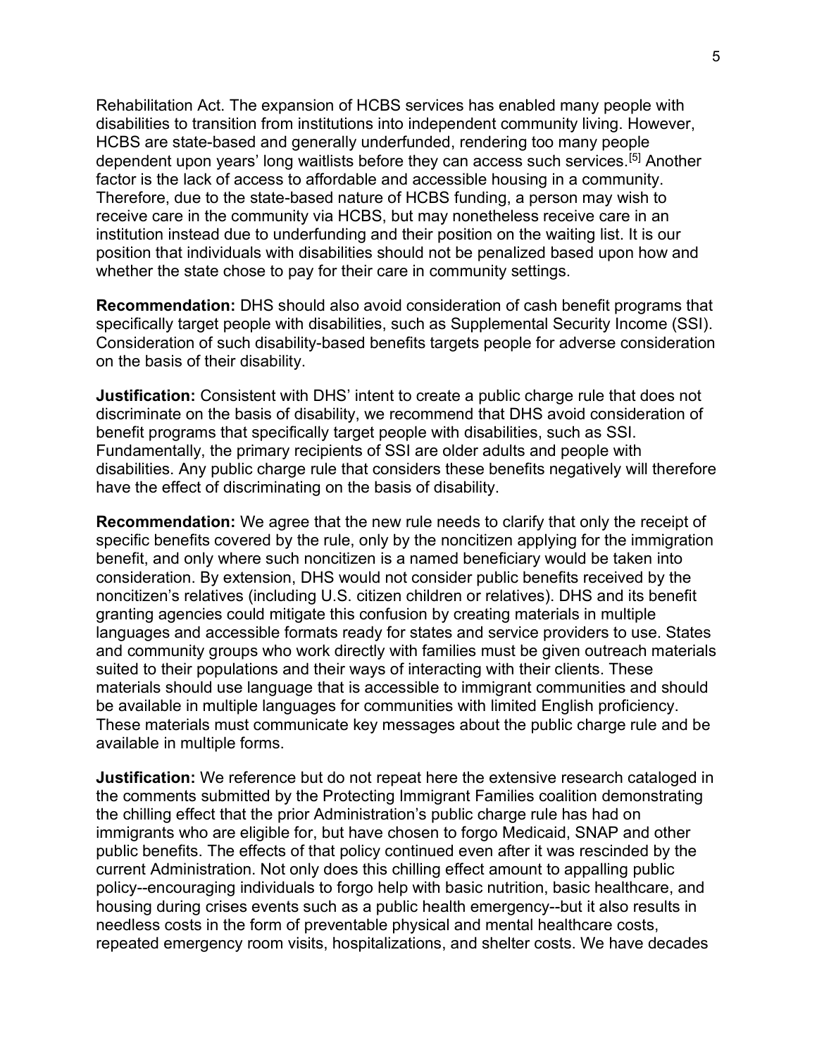Rehabilitation Act. The expansion of HCBS services has enabled many people with disabilities to transition from institutions into independent community living. However, HCBS are state-based and generally underfunded, rendering too many people dependent upon years' long waitlists before they can access such services.[5] Another factor is the lack of access to affordable and accessible housing in a community. Therefore, due to the state-based nature of HCBS funding, a person may wish to receive care in the community via HCBS, but may nonetheless receive care in an institution instead due to underfunding and their position on the waiting list. It is our position that individuals with disabilities should not be penalized based upon how and whether the state chose to pay for their care in community settings.

**Recommendation:** DHS should also avoid consideration of cash benefit programs that specifically target people with disabilities, such as Supplemental Security Income (SSI). Consideration of such disability-based benefits targets people for adverse consideration on the basis of their disability.

**Justification:** Consistent with DHS' intent to create a public charge rule that does not discriminate on the basis of disability, we recommend that DHS avoid consideration of benefit programs that specifically target people with disabilities, such as SSI. Fundamentally, the primary recipients of SSI are older adults and people with disabilities. Any public charge rule that considers these benefits negatively will therefore have the effect of discriminating on the basis of disability.

**Recommendation:** We agree that the new rule needs to clarify that only the receipt of specific benefits covered by the rule, only by the noncitizen applying for the immigration benefit, and only where such noncitizen is a named beneficiary would be taken into consideration. By extension, DHS would not consider public benefits received by the noncitizen's relatives (including U.S. citizen children or relatives). DHS and its benefit granting agencies could mitigate this confusion by creating materials in multiple languages and accessible formats ready for states and service providers to use. States and community groups who work directly with families must be given outreach materials suited to their populations and their ways of interacting with their clients. These materials should use language that is accessible to immigrant communities and should be available in multiple languages for communities with limited English proficiency. These materials must communicate key messages about the public charge rule and be available in multiple forms.

**Justification:** We reference but do not repeat here the extensive research cataloged in the comments submitted by the Protecting Immigrant Families coalition demonstrating the chilling effect that the prior Administration's public charge rule has had on immigrants who are eligible for, but have chosen to forgo Medicaid, SNAP and other public benefits. The effects of that policy continued even after it was rescinded by the current Administration. Not only does this chilling effect amount to appalling public policy--encouraging individuals to forgo help with basic nutrition, basic healthcare, and housing during crises events such as a public health emergency--but it also results in needless costs in the form of preventable physical and mental healthcare costs, repeated emergency room visits, hospitalizations, and shelter costs. We have decades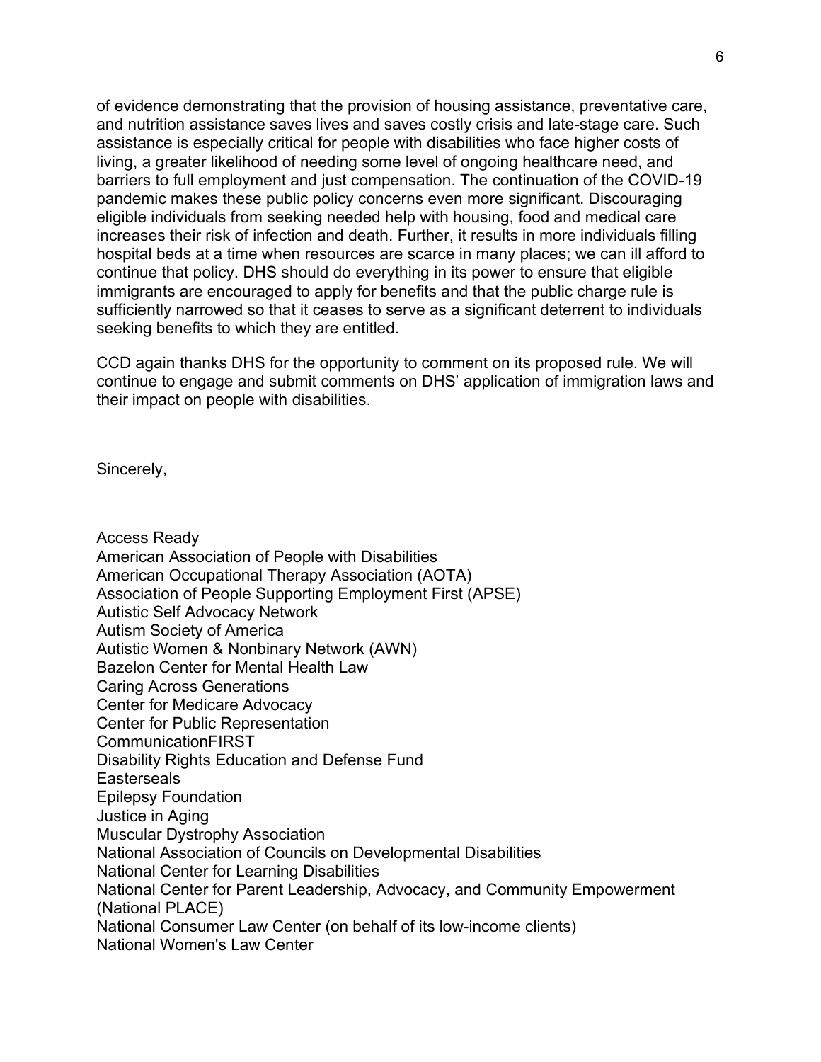of evidence demonstrating that the provision of housing assistance, preventative care, and nutrition assistance saves lives and saves costly crisis and late-stage care. Such assistance is especially critical for people with disabilities who face higher costs of living, a greater likelihood of needing some level of ongoing healthcare need, and barriers to full employment and just compensation. The continuation of the COVID-19 pandemic makes these public policy concerns even more significant. Discouraging eligible individuals from seeking needed help with housing, food and medical care increases their risk of infection and death. Further, it results in more individuals filling hospital beds at a time when resources are scarce in many places; we can ill afford to continue that policy. DHS should do everything in its power to ensure that eligible immigrants are encouraged to apply for benefits and that the public charge rule is sufficiently narrowed so that it ceases to serve as a significant deterrent to individuals seeking benefits to which they are entitled.

CCD again thanks DHS for the opportunity to comment on its proposed rule. We will continue to engage and submit comments on DHS' application of immigration laws and their impact on people with disabilities.

Sincerely,

Access Ready
American Association of People with Disabilities
American Occupational Therapy Association (AOTA)
Association of People Supporting Employment First (APSE)
Autistic Self Advocacy Network
Autism Society of America
Autistic Women & Nonbinary Network (AWN)
Bazelon Center for Mental Health Law
Caring Across Generations
Center for Medicare Advocacy
Center for Public Representation
CommunicationFIRST
Disability Rights Education and Defense Fund
Easterseals
Epilepsy Foundation
Justice in Aging
Muscular Dystrophy Association
National Association of Councils on Developmental Disabilities
National Center for Learning Disabilities
National Center for Parent Leadership, Advocacy, and Community Empowerment (National PLACE)
National Consumer Law Center (on behalf of its low-income clients)
National Women's Law Center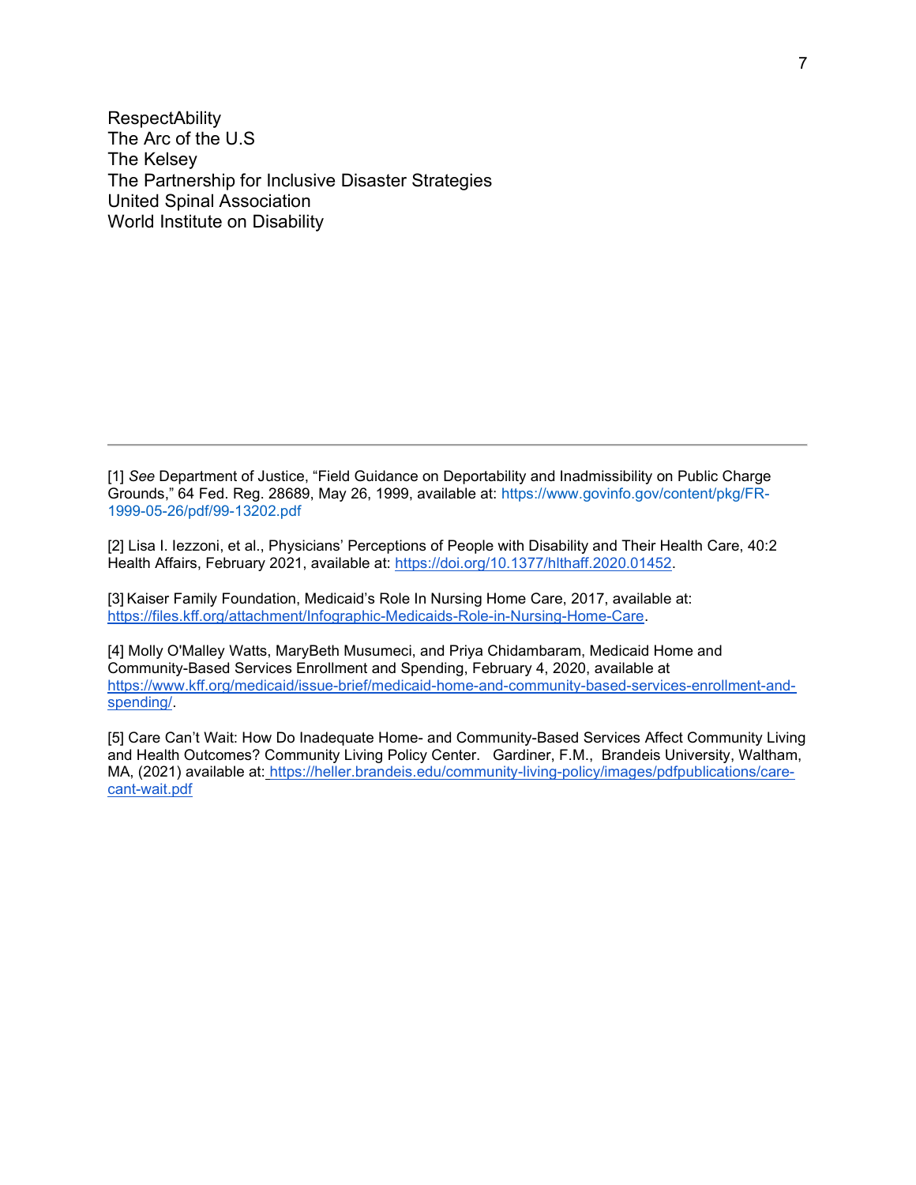RespectAbility
The Arc of the U.S
The Kelsey
The Partnership for Inclusive Disaster Strategies
United Spinal Association
World Institute on Disability

---

[1] *See* Department of Justice, "Field Guidance on Deportability and Inadmissibility on Public Charge Grounds," 64 Fed. Reg. 28689, May 26, 1999, available at: https://www.govinfo.gov/content/pkg/FR-1999-05-26/pdf/99-13202.pdf

[2] Lisa I. Iezzoni, et al., Physicians' Perceptions of People with Disability and Their Health Care, 40:2 Health Affairs, February 2021, available at: https://doi.org/10.1377/hlthaff.2020.01452.

[3] Kaiser Family Foundation, Medicaid's Role In Nursing Home Care, 2017, available at: https://files.kff.org/attachment/Infographic-Medicaids-Role-in-Nursing-Home-Care.

[4] Molly O'Malley Watts, MaryBeth Musumeci, and Priya Chidambaram, Medicaid Home and Community-Based Services Enrollment and Spending, February 4, 2020, available at https://www.kff.org/medicaid/issue-brief/medicaid-home-and-community-based-services-enrollment-and-spending/.

[5] Care Can't Wait: How Do Inadequate Home- and Community-Based Services Affect Community Living and Health Outcomes? Community Living Policy Center. Gardiner, F.M., Brandeis University, Waltham, MA, (2021) available at: https://heller.brandeis.edu/community-living-policy/images/pdfpublications/care-cant-wait.pdf